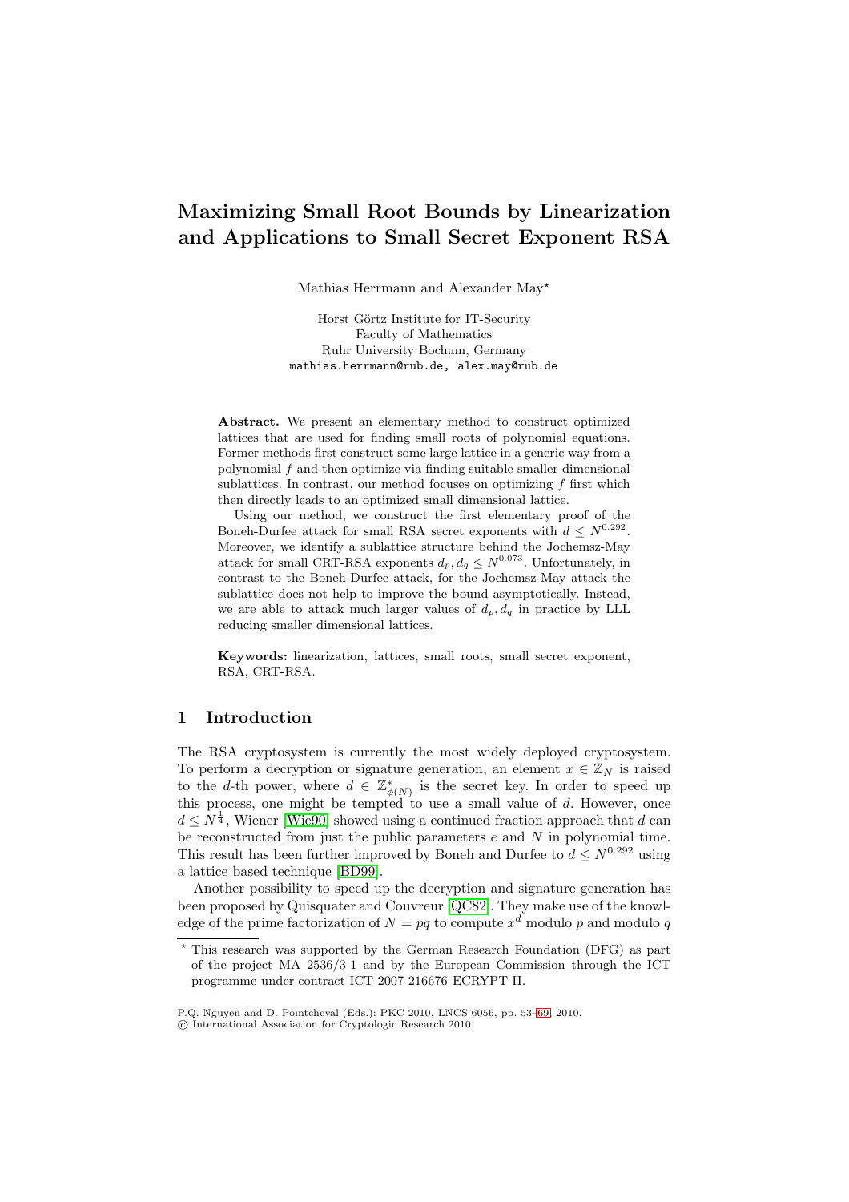# Maximizing Small Root Bounds by Linearization and Applications to Small Secret Exponent RSA

Mathias Herrmann and Alexander May*

Horst Görtz Institute for IT-Security
Faculty of Mathematics
Ruhr University Bochum, Germany
mathias.herrmann@rub.de, alex.may@rub.de

**Abstract.** We present an elementary method to construct optimized lattices that are used for finding small roots of polynomial equations. Former methods first construct some large lattice in a generic way from a polynomial $f$ and then optimize via finding suitable smaller dimensional sublattices. In contrast, our method focuses on optimizing $f$ first which then directly leads to an optimized small dimensional lattice.

Using our method, we construct the first elementary proof of the Boneh-Durfee attack for small RSA secret exponents with $d \leq N^{0.292}$. Moreover, we identify a sublattice structure behind the Jochemsz-May attack for small CRT-RSA exponents $d_p, d_q \leq N^{0.073}$. Unfortunately, in contrast to the Boneh-Durfee attack, for the Jochemsz-May attack the sublattice does not help to improve the bound asymptotically. Instead, we are able to attack much larger values of $d_p, d_q$ in practice by LLL reducing smaller dimensional lattices.

**Keywords:** linearization, lattices, small roots, small secret exponent, RSA, CRT-RSA.

## 1 Introduction

The RSA cryptosystem is currently the most widely deployed cryptosystem. To perform a decryption or signature generation, an element $x \in \mathbb{Z}_N$ is raised to the $d$-th power, where $d \in \mathbb{Z}^*_{\phi(N)}$ is the secret key. In order to speed up this process, one might be tempted to use a small value of $d$. However, once $d \leq N^{\frac{1}{4}}$, Wiener [Wie90] showed using a continued fraction approach that $d$ can be reconstructed from just the public parameters $e$ and $N$ in polynomial time. This result has been further improved by Boneh and Durfee to $d \leq N^{0.292}$ using a lattice based technique [BD99].

Another possibility to speed up the decryption and signature generation has been proposed by Quisquater and Couvreur [QC82]. They make use of the knowledge of the prime factorization of $N = pq$ to compute $x^d$ modulo $p$ and modulo $q$

---

* This research was supported by the German Research Foundation (DFG) as part of the project MA 2536/3-1 and by the European Commission through the ICT programme under contract ICT-2007-216676 ECRYPT II.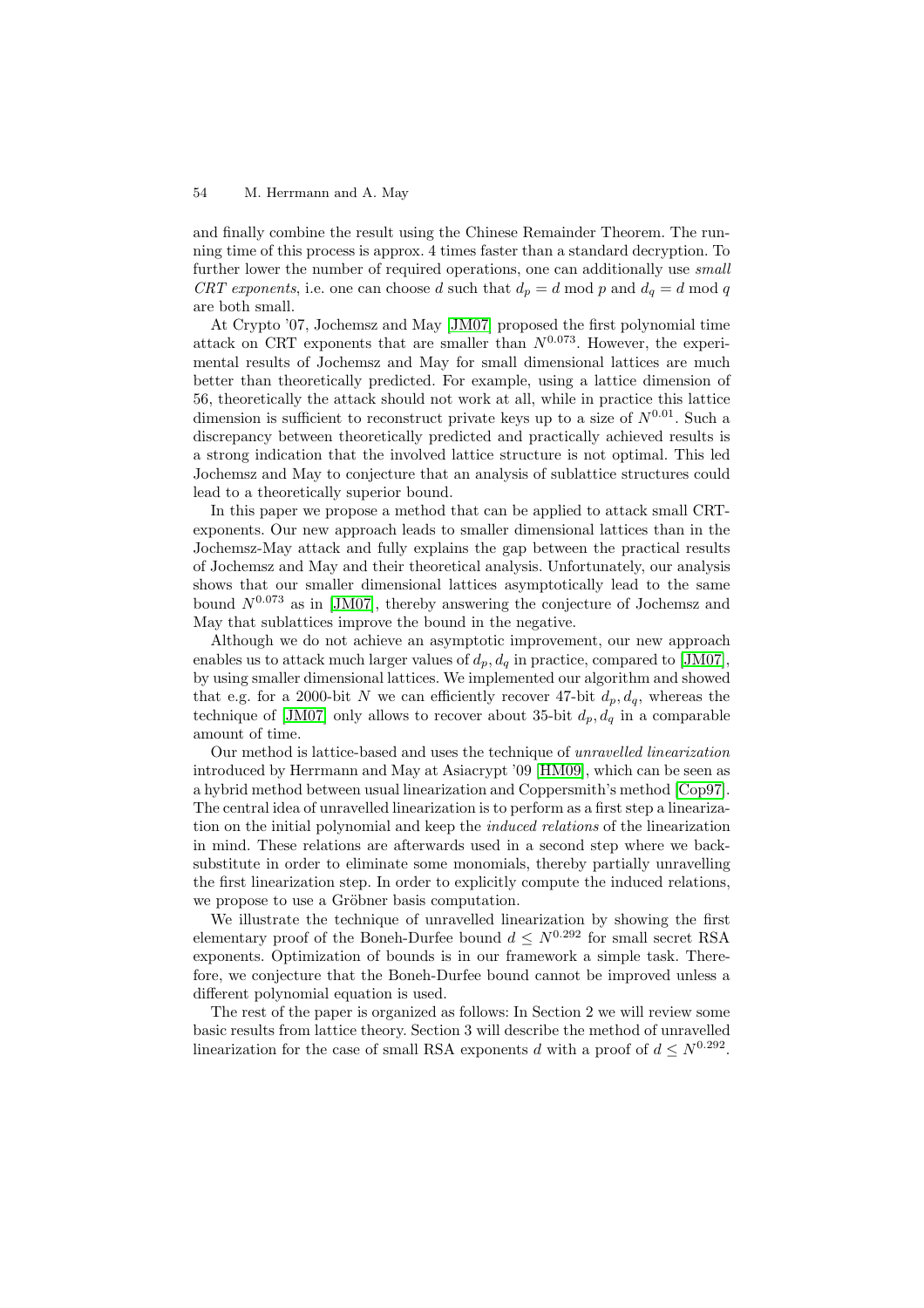and finally combine the result using the Chinese Remainder Theorem. The running time of this process is approx. 4 times faster than a standard decryption. To further lower the number of required operations, one can additionally use *small CRT exponents*, i.e. one can choose $d$ such that $d_p = d \bmod p$ and $d_q = d \bmod q$ are both small.

At Crypto '07, Jochemsz and May [JM07] proposed the first polynomial time attack on CRT exponents that are smaller than $N^{0.073}$. However, the experimental results of Jochemsz and May for small dimensional lattices are much better than theoretically predicted. For example, using a lattice dimension of 56, theoretically the attack should not work at all, while in practice this lattice dimension is sufficient to reconstruct private keys up to a size of $N^{0.01}$. Such a discrepancy between theoretically predicted and practically achieved results is a strong indication that the involved lattice structure is not optimal. This led Jochemsz and May to conjecture that an analysis of sublattice structures could lead to a theoretically superior bound.

In this paper we propose a method that can be applied to attack small CRT-exponents. Our new approach leads to smaller dimensional lattices than in the Jochemsz-May attack and fully explains the gap between the practical results of Jochemsz and May and their theoretical analysis. Unfortunately, our analysis shows that our smaller dimensional lattices asymptotically lead to the same bound $N^{0.073}$ as in [JM07], thereby answering the conjecture of Jochemsz and May that sublattices improve the bound in the negative.

Although we do not achieve an asymptotic improvement, our new approach enables us to attack much larger values of $d_p, d_q$ in practice, compared to [JM07], by using smaller dimensional lattices. We implemented our algorithm and showed that e.g. for a 2000-bit $N$ we can efficiently recover 47-bit $d_p, d_q$, whereas the technique of [JM07] only allows to recover about 35-bit $d_p, d_q$ in a comparable amount of time.

Our method is lattice-based and uses the technique of *unravelled linearization* introduced by Herrmann and May at Asiacrypt '09 [HM09], which can be seen as a hybrid method between usual linearization and Coppersmith's method [Cop97]. The central idea of unravelled linearization is to perform as a first step a linearization on the initial polynomial and keep the *induced relations* of the linearization in mind. These relations are afterwards used in a second step where we back-substitute in order to eliminate some monomials, thereby partially unravelling the first linearization step. In order to explicitly compute the induced relations, we propose to use a Gröbner basis computation.

We illustrate the technique of unravelled linearization by showing the first elementary proof of the Boneh-Durfee bound $d \leq N^{0.292}$ for small secret RSA exponents. Optimization of bounds is in our framework a simple task. Therefore, we conjecture that the Boneh-Durfee bound cannot be improved unless a different polynomial equation is used.

The rest of the paper is organized as follows: In Section 2 we will review some basic results from lattice theory. Section 3 will describe the method of unravelled linearization for the case of small RSA exponents $d$ with a proof of $d \leq N^{0.292}$.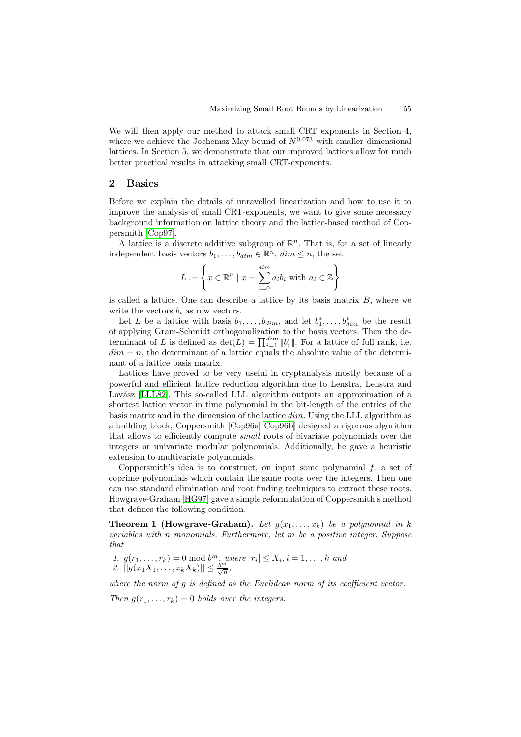We will then apply our method to attack small CRT exponents in Section 4, where we achieve the Jochemsz-May bound of $N^{0.073}$ with smaller dimensional lattices. In Section 5, we demonstrate that our improved lattices allow for much better practical results in attacking small CRT-exponents.

## 2 Basics

Before we explain the details of unravelled linearization and how to use it to improve the analysis of small CRT-exponents, we want to give some necessary background information on lattice theory and the lattice-based method of Coppersmith [Cop97].

A lattice is a discrete additive subgroup of $\mathbb{R}^n$. That is, for a set of linearly independent basis vectors $b_1, \ldots, b_{dim} \in \mathbb{R}^n$, $dim \leq n$, the set

$$L := \left\{ x \in \mathbb{R}^n \mid x = \sum_{i=0}^{dim} a_i b_i \text{ with } a_i \in \mathbb{Z} \right\}$$

is called a lattice. One can describe a lattice by its basis matrix $B$, where we write the vectors $b_i$ as row vectors.

Let $L$ be a lattice with basis $b_1, \ldots, b_{dim}$, and let $b_1^*, \ldots, b_{dim}^*$ be the result of applying Gram-Schmidt orthogonalization to the basis vectors. Then the determinant of $L$ is defined as $\det(L) = \prod_{i=1}^{dim} \|b_i^*\|$. For a lattice of full rank, i.e. $dim = n$, the determinant of a lattice equals the absolute value of the determinant of a lattice basis matrix.

Lattices have proved to be very useful in cryptanalysis mostly because of a powerful and efficient lattice reduction algorithm due to Lenstra, Lenstra and Lovász [LLL82]. This so-called LLL algorithm outputs an approximation of a shortest lattice vector in time polynomial in the bit-length of the entries of the basis matrix and in the dimension of the lattice $dim$. Using the LLL algorithm as a building block, Coppersmith [Cop96a, Cop96b] designed a rigorous algorithm that allows to efficiently compute *small* roots of bivariate polynomials over the integers or univariate modular polynomials. Additionally, he gave a heuristic extension to multivariate polynomials.

Coppersmith's idea is to construct, on input some polynomial $f$, a set of coprime polynomials which contain the same roots over the integers. Then one can use standard elimination and root finding techniques to extract these roots. Howgrave-Graham [HG97] gave a simple reformulation of Coppersmith's method that defines the following condition.

**Theorem 1 (Howgrave-Graham).** *Let $g(x_1, \ldots, x_k)$ be a polynomial in $k$ variables with $n$ monomials. Furthermore, let $m$ be a positive integer. Suppose that*

1. *$g(r_1, \ldots, r_k) = 0 \bmod b^m$, where $|r_i| \leq X_i, i = 1, \ldots, k$ and*
2. *$||g(x_1 X_1, \ldots, x_k X_k)|| \leq \frac{b^m}{\sqrt{n}}$,*

*where the norm of $g$ is defined as the Euclidean norm of its coefficient vector.*

*Then $g(r_1, \ldots, r_k) = 0$ holds over the integers.*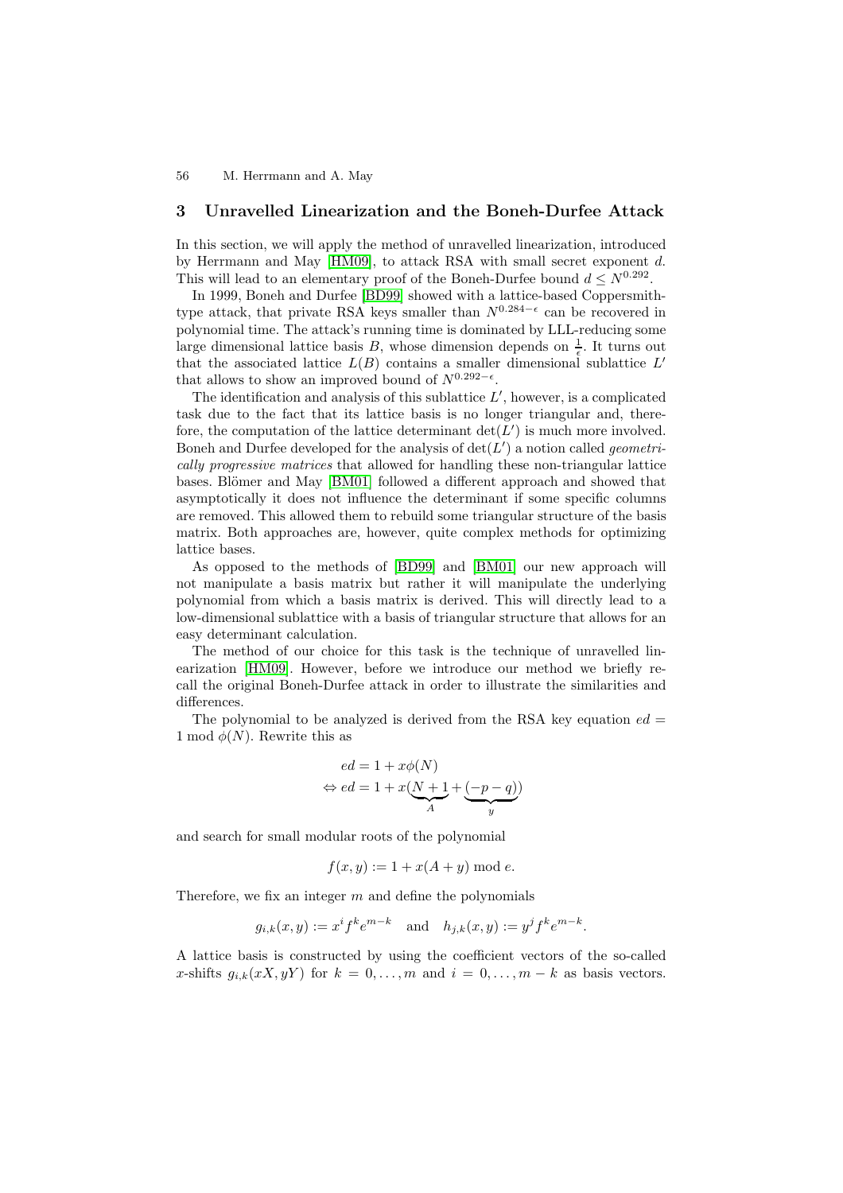## 3 Unravelled Linearization and the Boneh-Durfee Attack

In this section, we will apply the method of unravelled linearization, introduced by Herrmann and May [HM09], to attack RSA with small secret exponent $d$. This will lead to an elementary proof of the Boneh-Durfee bound $d \leq N^{0.292}$.

In 1999, Boneh and Durfee [BD99] showed with a lattice-based Coppersmith-type attack, that private RSA keys smaller than $N^{0.284-\epsilon}$ can be recovered in polynomial time. The attack's running time is dominated by LLL-reducing some large dimensional lattice basis $B$, whose dimension depends on $\frac{1}{\epsilon}$. It turns out that the associated lattice $L(B)$ contains a smaller dimensional sublattice $L'$ that allows to show an improved bound of $N^{0.292-\epsilon}$.

The identification and analysis of this sublattice $L'$, however, is a complicated task due to the fact that its lattice basis is no longer triangular and, therefore, the computation of the lattice determinant $\det(L')$ is much more involved. Boneh and Durfee developed for the analysis of $\det(L')$ a notion called *geometrically progressive matrices* that allowed for handling these non-triangular lattice bases. Blömer and May [BM01] followed a different approach and showed that asymptotically it does not influence the determinant if some specific columns are removed. This allowed them to rebuild some triangular structure of the basis matrix. Both approaches are, however, quite complex methods for optimizing lattice bases.

As opposed to the methods of [BD99] and [BM01] our new approach will not manipulate a basis matrix but rather it will manipulate the underlying polynomial from which a basis matrix is derived. This will directly lead to a low-dimensional sublattice with a basis of triangular structure that allows for an easy determinant calculation.

The method of our choice for this task is the technique of unravelled linearization [HM09]. However, before we introduce our method we briefly recall the original Boneh-Durfee attack in order to illustrate the similarities and differences.

The polynomial to be analyzed is derived from the RSA key equation $ed = 1 \bmod \phi(N)$. Rewrite this as

$$
\begin{aligned}
& ed = 1 + x\phi(N) \\
\Leftrightarrow\ & ed = 1 + x(\underbrace{N+1}_{A} + \underbrace{(-p-q)}_{y})
\end{aligned}
$$

and search for small modular roots of the polynomial

$$f(x, y) := 1 + x(A + y) \bmod e.$$

Therefore, we fix an integer $m$ and define the polynomials

$$g_{i,k}(x, y) := x^i f^k e^{m-k} \quad \text{and} \quad h_{j,k}(x, y) := y^j f^k e^{m-k}.$$

A lattice basis is constructed by using the coefficient vectors of the so-called $x$-shifts $g_{i,k}(xX, yY)$ for $k = 0, \ldots, m$ and $i = 0, \ldots, m-k$ as basis vectors.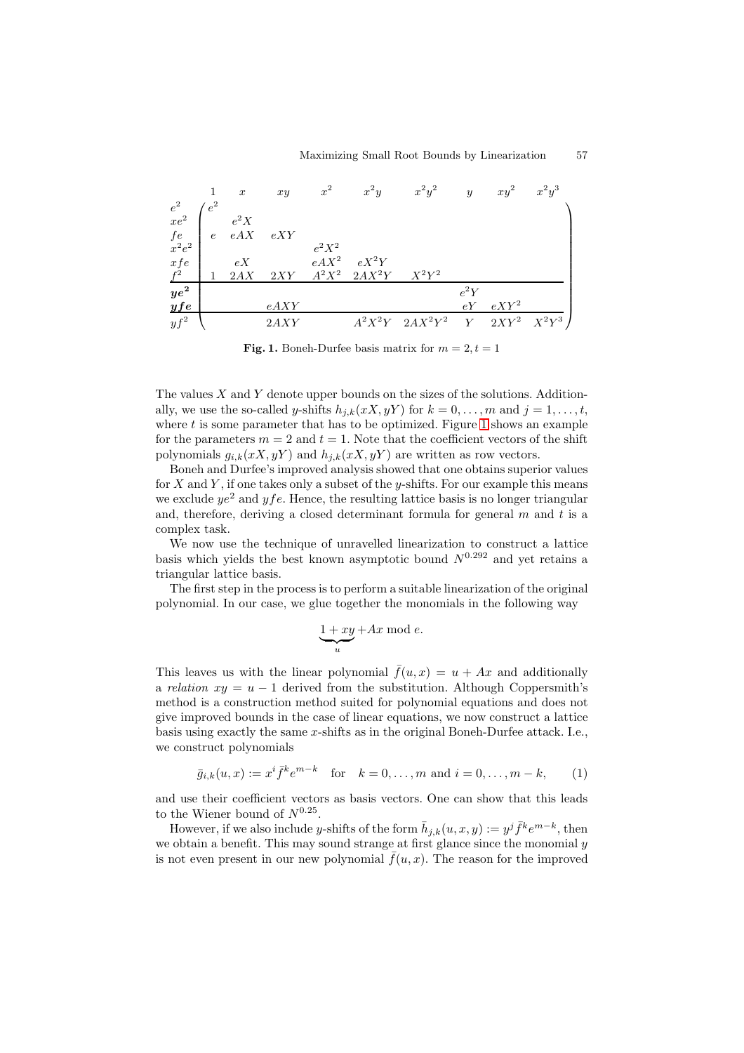| | $1$ | $x$ | $xy$ | $x^2$ | $x^2y$ | $x^2y^2$ | $y$ | $xy^2$ | $x^2y^3$ |
|---|---|---|---|---|---|---|---|---|---|
| $e^2$ | $e^2$ | | | | | | | | |
| $xe^2$ | | $e^2X$ | | | | | | | |
| $fe$ | $e$ | $eAX$ | $eXY$ | | | | | | |
| $x^2e^2$ | | | | $e^2X^2$ | | | | | |
| $xfe$ | | $eX$ | | $eAX^2$ | $eX^2Y$ | | | | |
| $f^2$ | $1$ | $2AX$ | $2XY$ | $A^2X^2$ | $2AX^2Y$ | $X^2Y^2$ | | | |
| $\boldsymbol{ye^2}$ | | | | | | | $e^2Y$ | | |
| $\boldsymbol{yfe}$ | | | $eAXY$ | | | | $eY$ | $eXY^2$ | |
| $yf^2$ | | | $2AXY$ | | $A^2X^2Y$ | $2AX^2Y^2$ | $Y$ | $2XY^2$ | $X^2Y^3$ |

**Fig. 1.** Boneh-Durfee basis matrix for $m = 2, t = 1$

The values $X$ and $Y$ denote upper bounds on the sizes of the solutions. Additionally, we use the so-called $y$-shifts $h_{j,k}(xX, yY)$ for $k = 0, \ldots, m$ and $j = 1, \ldots, t$, where $t$ is some parameter that has to be optimized. Figure 1 shows an example for the parameters $m = 2$ and $t = 1$. Note that the coefficient vectors of the shift polynomials $g_{i,k}(xX, yY)$ and $h_{j,k}(xX, yY)$ are written as row vectors.

Boneh and Durfee's improved analysis showed that one obtains superior values for $X$ and $Y$, if one takes only a subset of the $y$-shifts. For our example this means we exclude $ye^2$ and $yfe$. Hence, the resulting lattice basis is no longer triangular and, therefore, deriving a closed determinant formula for general $m$ and $t$ is a complex task.

We now use the technique of unravelled linearization to construct a lattice basis which yields the best known asymptotic bound $N^{0.292}$ and yet retains a triangular lattice basis.

The first step in the process is to perform a suitable linearization of the original polynomial. In our case, we glue together the monomials in the following way

$$\underbrace{1 + xy}_{u} + Ax \bmod e.$$

This leaves us with the linear polynomial $\bar{f}(u, x) = u + Ax$ and additionally a *relation* $xy = u - 1$ derived from the substitution. Although Coppersmith's method is a construction method suited for polynomial equations and does not give improved bounds in the case of linear equations, we now construct a lattice basis using exactly the same $x$-shifts as in the original Boneh-Durfee attack. I.e., we construct polynomials

$$\bar{g}_{i,k}(u, x) := x^i \bar{f}^k e^{m-k} \quad \text{for} \quad k = 0, \ldots, m \text{ and } i = 0, \ldots, m - k, \tag{1}$$

and use their coefficient vectors as basis vectors. One can show that this leads to the Wiener bound of $N^{0.25}$.

However, if we also include $y$-shifts of the form $\bar{h}_{j,k}(u, x, y) := y^j \bar{f}^k e^{m-k}$, then we obtain a benefit. This may sound strange at first glance since the monomial $y$ is not even present in our new polynomial $\bar{f}(u, x)$. The reason for the improved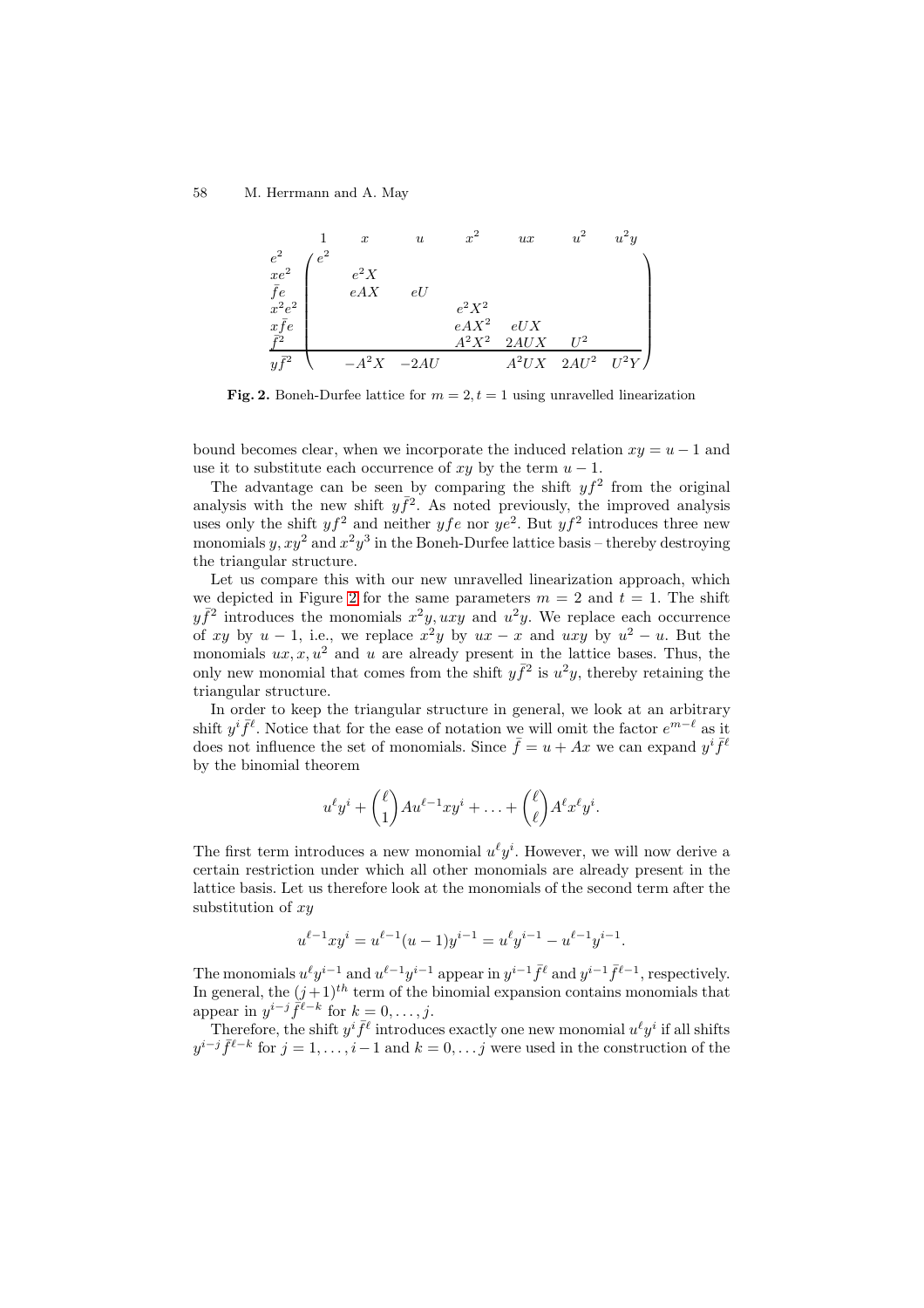| | $1$ | $x$ | $u$ | $x^2$ | $ux$ | $u^2$ | $u^2y$ |
|---|---|---|---|---|---|---|---|
| $e^2$ | $e^2$ | | | | | | |
| $xe^2$ | | $e^2X$ | | | | | |
| $\bar{f}e$ | | $eAX$ | $eU$ | | | | |
| $x^2e^2$ | | | | $e^2X^2$ | | | |
| $x\bar{f}e$ | | | | $eAX^2$ | $eUX$ | | |
| $\bar{f}^2$ | | | | $A^2X^2$ | $2AUX$ | $U^2$ | |
| $y\bar{f}^2$ | | $-A^2X$ | $-2AU$ | | $A^2UX$ | $2AU^2$ | $U^2Y$ |

**Fig. 2.** Boneh-Durfee lattice for $m = 2, t = 1$ using unravelled linearization

bound becomes clear, when we incorporate the induced relation $xy = u - 1$ and use it to substitute each occurrence of $xy$ by the term $u - 1$.

The advantage can be seen by comparing the shift $yf^2$ from the original analysis with the new shift $y\bar{f}^2$. As noted previously, the improved analysis uses only the shift $yf^2$ and neither $yfe$ nor $ye^2$. But $yf^2$ introduces three new monomials $y, xy^2$ and $x^2y^3$ in the Boneh-Durfee lattice basis – thereby destroying the triangular structure.

Let us compare this with our new unravelled linearization approach, which we depicted in Figure 2 for the same parameters $m = 2$ and $t = 1$. The shift $y\bar{f}^2$ introduces the monomials $x^2y, uxy$ and $u^2y$. We replace each occurrence of $xy$ by $u - 1$, i.e., we replace $x^2y$ by $ux - x$ and $uxy$ by $u^2 - u$. But the monomials $ux, x, u^2$ and $u$ are already present in the lattice bases. Thus, the only new monomial that comes from the shift $y\bar{f}^2$ is $u^2y$, thereby retaining the triangular structure.

In order to keep the triangular structure in general, we look at an arbitrary shift $y^i\bar{f}^\ell$. Notice that for the ease of notation we will omit the factor $e^{m-\ell}$ as it does not influence the set of monomials. Since $\bar{f} = u + Ax$ we can expand $y^i\bar{f}^\ell$ by the binomial theorem

$$u^\ell y^i + \binom{\ell}{1} Au^{\ell-1}xy^i + \ldots + \binom{\ell}{\ell} A^\ell x^\ell y^i.$$

The first term introduces a new monomial $u^\ell y^i$. However, we will now derive a certain restriction under which all other monomials are already present in the lattice basis. Let us therefore look at the monomials of the second term after the substitution of $xy$

$$u^{\ell-1}xy^i = u^{\ell-1}(u-1)y^{i-1} = u^\ell y^{i-1} - u^{\ell-1}y^{i-1}.$$

The monomials $u^\ell y^{i-1}$ and $u^{\ell-1}y^{i-1}$ appear in $y^{i-1}\bar{f}^\ell$ and $y^{i-1}\bar{f}^{\ell-1}$, respectively. In general, the $(j+1)^{th}$ term of the binomial expansion contains monomials that appear in $y^{i-j}\bar{f}^{\ell-k}$ for $k = 0, \ldots, j$.

Therefore, the shift $y^i\bar{f}^\ell$ introduces exactly one new monomial $u^\ell y^i$ if all shifts $y^{i-j}\bar{f}^{\ell-k}$ for $j = 1, \ldots, i-1$ and $k = 0, \ldots j$ were used in the construction of the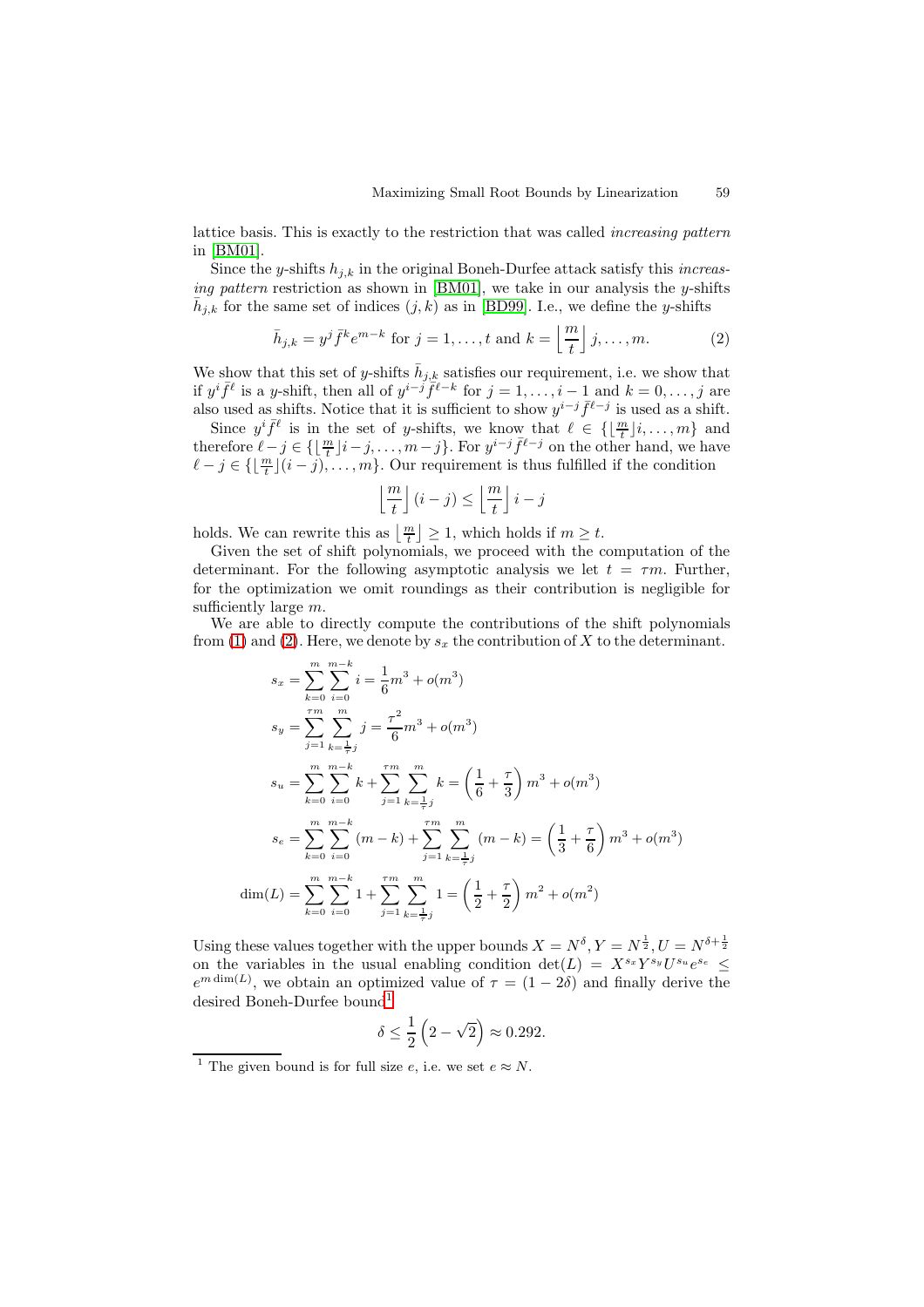lattice basis. This is exactly to the restriction that was called *increasing pattern* in [BM01].

Since the $y$-shifts $h_{j,k}$ in the original Boneh-Durfee attack satisfy this *increasing pattern* restriction as shown in [BM01], we take in our analysis the $y$-shifts $\bar{h}_{j,k}$ for the same set of indices $(j,k)$ as in [BD99]. I.e., we define the $y$-shifts

$$\bar{h}_{j,k} = y^j \bar{f}^k e^{m-k} \text{ for } j = 1, \ldots, t \text{ and } k = \left\lfloor \frac{m}{t} \right\rfloor j, \ldots, m. \tag{2}$$

We show that this set of $y$-shifts $\bar{h}_{j,k}$ satisfies our requirement, i.e. we show that if $y^i \bar{f}^\ell$ is a $y$-shift, then all of $y^{i-j} \bar{f}^{\ell-k}$ for $j = 1, \ldots, i-1$ and $k = 0, \ldots, j$ are also used as shifts. Notice that it is sufficient to show $y^{i-j} \bar{f}^{\ell-j}$ is used as a shift.

Since $y^i \bar{f}^\ell$ is in the set of $y$-shifts, we know that $\ell \in \{\lfloor \frac{m}{t} \rfloor i, \ldots, m\}$ and therefore $\ell - j \in \{\lfloor \frac{m}{t} \rfloor i - j, \ldots, m-j\}$. For $y^{i-j} \bar{f}^{\ell-j}$ on the other hand, we have $\ell - j \in \{\lfloor \frac{m}{t} \rfloor (i-j), \ldots, m\}$. Our requirement is thus fulfilled if the condition

$$\left\lfloor \frac{m}{t} \right\rfloor (i-j) \leq \left\lfloor \frac{m}{t} \right\rfloor i - j$$

holds. We can rewrite this as $\lfloor \frac{m}{t} \rfloor \geq 1$, which holds if $m \geq t$.

Given the set of shift polynomials, we proceed with the computation of the determinant. For the following asymptotic analysis we let $t = \tau m$. Further, for the optimization we omit roundings as their contribution is negligible for sufficiently large $m$.

We are able to directly compute the contributions of the shift polynomials from (1) and (2). Here, we denote by $s_x$ the contribution of $X$ to the determinant.

$$s_x = \sum_{k=0}^{m} \sum_{i=0}^{m-k} i = \frac{1}{6} m^3 + o(m^3)$$

$$s_y = \sum_{j=1}^{\tau m} \sum_{k=\frac{1}{\tau} j}^{m} j = \frac{\tau^2}{6} m^3 + o(m^3)$$

$$s_u = \sum_{k=0}^{m} \sum_{i=0}^{m-k} k + \sum_{j=1}^{\tau m} \sum_{k=\frac{1}{\tau} j}^{m} k = \left( \frac{1}{6} + \frac{\tau}{3} \right) m^3 + o(m^3)$$

$$s_e = \sum_{k=0}^{m} \sum_{i=0}^{m-k} (m-k) + \sum_{j=1}^{\tau m} \sum_{k=\frac{1}{\tau} j}^{m} (m-k) = \left( \frac{1}{3} + \frac{\tau}{6} \right) m^3 + o(m^3)$$

$$\dim(L) = \sum_{k=0}^{m} \sum_{i=0}^{m-k} 1 + \sum_{j=1}^{\tau m} \sum_{k=\frac{1}{\tau} j}^{m} 1 = \left( \frac{1}{2} + \frac{\tau}{2} \right) m^2 + o(m^2)$$

Using these values together with the upper bounds $X = N^\delta, Y = N^{\frac{1}{2}}, U = N^{\delta + \frac{1}{2}}$ on the variables in the usual enabling condition $\det(L) = X^{s_x} Y^{s_y} U^{s_u} e^{s_e} \leq e^{m \dim(L)}$, we obtain an optimized value of $\tau = (1 - 2\delta)$ and finally derive the desired Boneh-Durfee bound[1]

$$\delta \leq \frac{1}{2} \left( 2 - \sqrt{2} \right) \approx 0.292.$$

[1] The given bound is for full size $e$, i.e. we set $e \approx N$.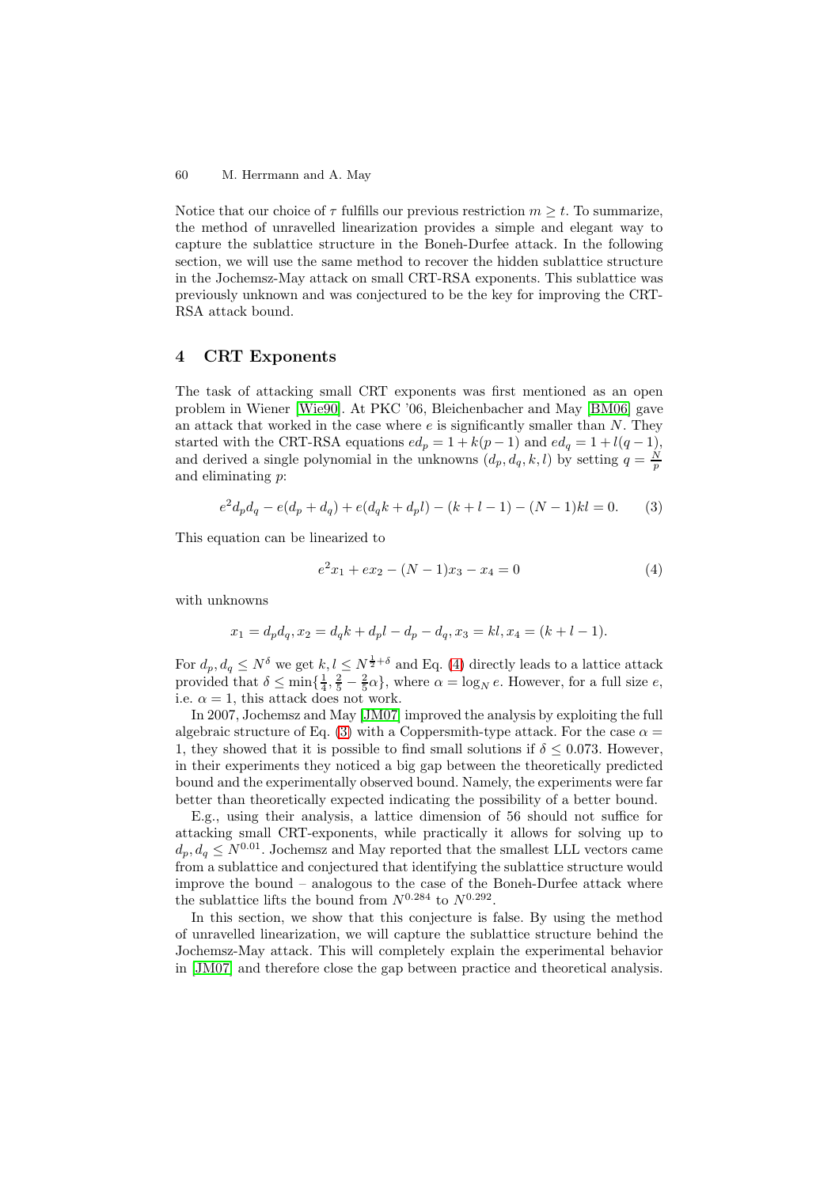Notice that our choice of $\tau$ fulfills our previous restriction $m \geq t$. To summarize, the method of unravelled linearization provides a simple and elegant way to capture the sublattice structure in the Boneh-Durfee attack. In the following section, we will use the same method to recover the hidden sublattice structure in the Jochemsz-May attack on small CRT-RSA exponents. This sublattice was previously unknown and was conjectured to be the key for improving the CRT-RSA attack bound.

## 4 CRT Exponents

The task of attacking small CRT exponents was first mentioned as an open problem in Wiener [Wie90]. At PKC '06, Bleichenbacher and May [BM06] gave an attack that worked in the case where $e$ is significantly smaller than $N$. They started with the CRT-RSA equations $ed_p = 1 + k(p-1)$ and $ed_q = 1 + l(q-1)$, and derived a single polynomial in the unknowns $(d_p, d_q, k, l)$ by setting $q = \frac{N}{p}$ and eliminating $p$:

$$e^2 d_p d_q - e(d_p + d_q) + e(d_q k + d_p l) - (k + l - 1) - (N-1)kl = 0. \tag{3}$$

This equation can be linearized to

$$e^2 x_1 + e x_2 - (N-1)x_3 - x_4 = 0 \tag{4}$$

with unknowns

$$x_1 = d_p d_q, x_2 = d_q k + d_p l - d_p - d_q, x_3 = kl, x_4 = (k + l - 1).$$

For $d_p, d_q \leq N^\delta$ we get $k, l \leq N^{\frac{1}{2}+\delta}$ and Eq. (4) directly leads to a lattice attack provided that $\delta \leq \min\{\frac{1}{4}, \frac{2}{5} - \frac{2}{5}\alpha\}$, where $\alpha = \log_N e$. However, for a full size $e$, i.e. $\alpha = 1$, this attack does not work.

In 2007, Jochemsz and May [JM07] improved the analysis by exploiting the full algebraic structure of Eq. (3) with a Coppersmith-type attack. For the case $\alpha = 1$, they showed that it is possible to find small solutions if $\delta \leq 0.073$. However, in their experiments they noticed a big gap between the theoretically predicted bound and the experimentally observed bound. Namely, the experiments were far better than theoretically expected indicating the possibility of a better bound.

E.g., using their analysis, a lattice dimension of 56 should not suffice for attacking small CRT-exponents, while practically it allows for solving up to $d_p, d_q \leq N^{0.01}$. Jochemsz and May reported that the smallest LLL vectors came from a sublattice and conjectured that identifying the sublattice structure would improve the bound – analogous to the case of the Boneh-Durfee attack where the sublattice lifts the bound from $N^{0.284}$ to $N^{0.292}$.

In this section, we show that this conjecture is false. By using the method of unravelled linearization, we will capture the sublattice structure behind the Jochemsz-May attack. This will completely explain the experimental behavior in [JM07] and therefore close the gap between practice and theoretical analysis.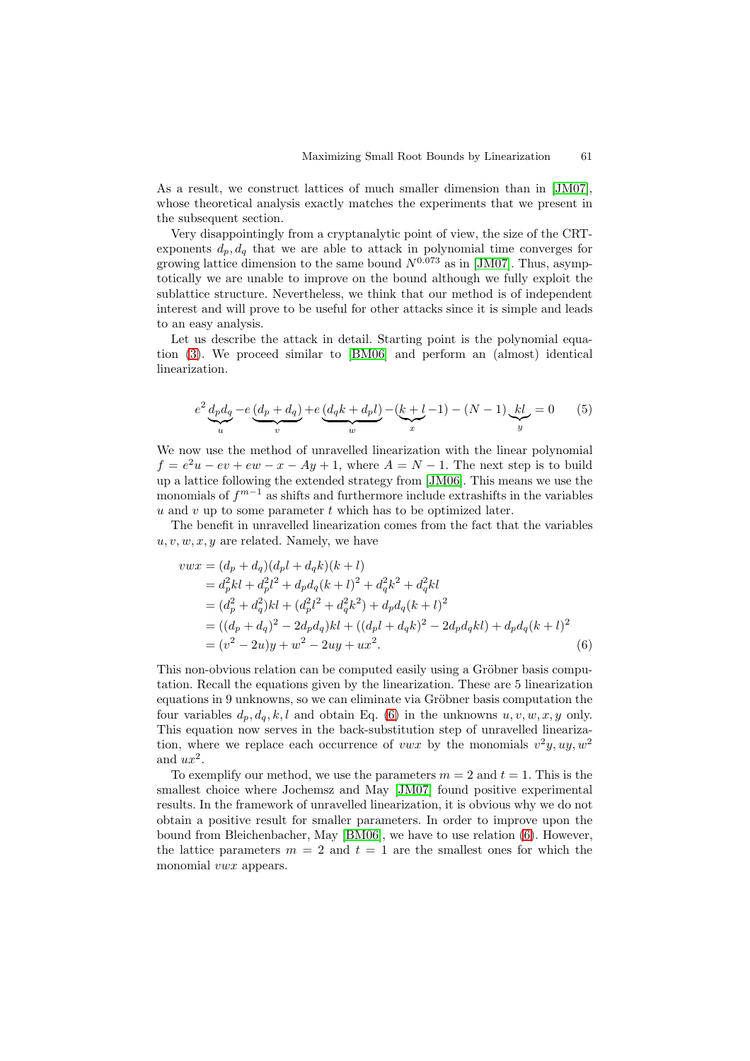As a result, we construct lattices of much smaller dimension than in [JM07], whose theoretical analysis exactly matches the experiments that we present in the subsequent section.

Very disappointingly from a cryptanalytic point of view, the size of the CRT-exponents $d_p, d_q$ that we are able to attack in polynomial time converges for growing lattice dimension to the same bound $N^{0.073}$ as in [JM07]. Thus, asymptotically we are unable to improve on the bound although we fully exploit the sublattice structure. Nevertheless, we think that our method is of independent interest and will prove to be useful for other attacks since it is simple and leads to an easy analysis.

Let us describe the attack in detail. Starting point is the polynomial equation (3). We proceed similar to [BM06] and perform an (almost) identical linearization.

$$e^2 \underbrace{d_p d_q}_{u} - e \underbrace{(d_p + d_q)}_{v} + e \underbrace{(d_q k + d_p l)}_{w} - (\underbrace{k + l}_{x} - 1) - (N-1) \underbrace{kl}_{y} = 0 \qquad (5)$$

We now use the method of unravelled linearization with the linear polynomial $f = e^2 u - ev + ew - x - Ay + 1$, where $A = N - 1$. The next step is to build up a lattice following the extended strategy from [JM06]. This means we use the monomials of $f^{m-1}$ as shifts and furthermore include extrashifts in the variables $u$ and $v$ up to some parameter $t$ which has to be optimized later.

The benefit in unravelled linearization comes from the fact that the variables $u, v, w, x, y$ are related. Namely, we have

$$\begin{aligned}
vwx &= (d_p + d_q)(d_p l + d_q k)(k + l) \\
&= d_p^2 kl + d_p^2 l^2 + d_p d_q (k + l)^2 + d_q^2 k^2 + d_q^2 kl \\
&= (d_p^2 + d_q^2) kl + (d_p^2 l^2 + d_q^2 k^2) + d_p d_q (k + l)^2 \\
&= ((d_p + d_q)^2 - 2 d_p d_q) kl + ((d_p l + d_q k)^2 - 2 d_p d_q kl) + d_p d_q (k + l)^2 \\
&= (v^2 - 2u) y + w^2 - 2uy + ux^2. \qquad (6)
\end{aligned}$$

This non-obvious relation can be computed easily using a Gröbner basis computation. Recall the equations given by the linearization. These are 5 linearization equations in 9 unknowns, so we can eliminate via Gröbner basis computation the four variables $d_p, d_q, k, l$ and obtain Eq. (6) in the unknowns $u, v, w, x, y$ only. This equation now serves in the back-substitution step of unravelled linearization, where we replace each occurrence of $vwx$ by the monomials $v^2 y, uy, w^2$ and $ux^2$.

To exemplify our method, we use the parameters $m = 2$ and $t = 1$. This is the smallest choice where Jochemsz and May [JM07] found positive experimental results. In the framework of unravelled linearization, it is obvious why we do not obtain a positive result for smaller parameters. In order to improve upon the bound from Bleichenbacher, May [BM06], we have to use relation (6). However, the lattice parameters $m = 2$ and $t = 1$ are the smallest ones for which the monomial $vwx$ appears.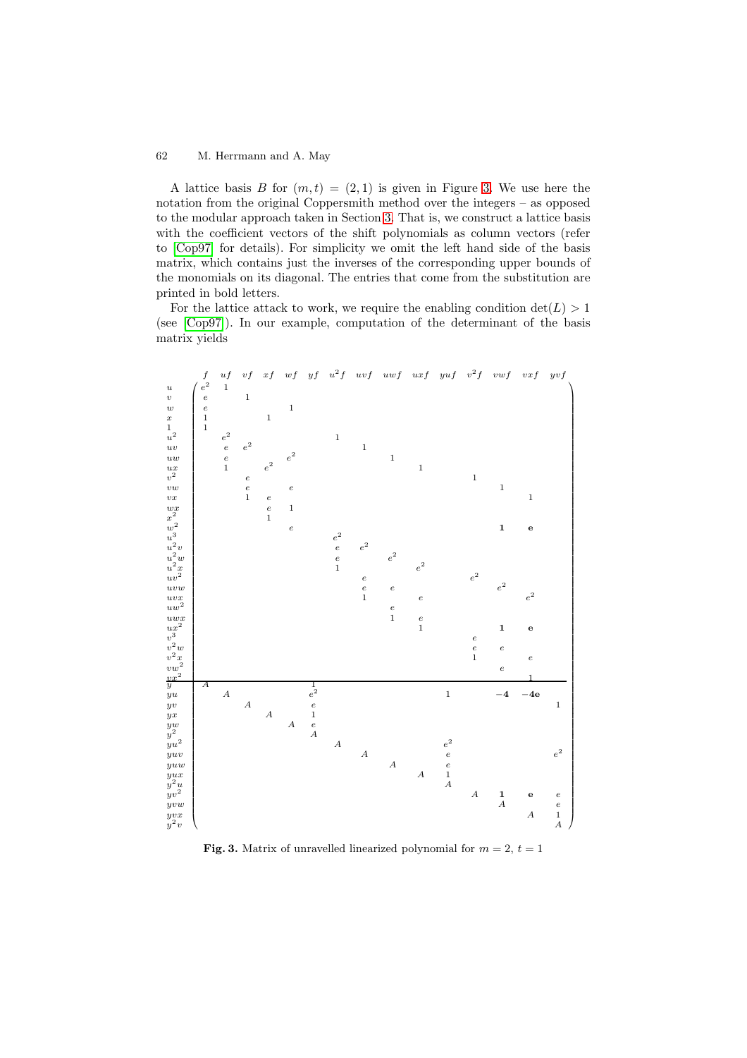A lattice basis $B$ for $(m, t) = (2, 1)$ is given in Figure 3. We use here the notation from the original Coppersmith method over the integers – as opposed to the modular approach taken in Section 3. That is, we construct a lattice basis with the coefficient vectors of the shift polynomials as column vectors (refer to [Cop97] for details). For simplicity we omit the left hand side of the basis matrix, which contains just the inverses of the corresponding upper bounds of the monomials on its diagonal. The entries that come from the substitution are printed in bold letters.

For the lattice attack to work, we require the enabling condition $\det(L) > 1$ (see [Cop97]). In our example, computation of the determinant of the basis matrix yields

|  | $f$ | $uf$ | $vf$ | $xf$ | $wf$ | $yf$ | $u^2f$ | $uvf$ | $uwf$ | $uxf$ | $yuf$ | $v^2f$ | $vwf$ | $vxf$ | $yvf$ |
|---|---|---|---|---|---|---|---|---|---|---|---|---|---|---|---|
| $u$ | $e^2$ | $1$ | | | | | | | | | | | | | |
| $v$ | $e$ | | $1$ | | | | | | | | | | | | |
| $w$ | $e$ | | | | $1$ | | | | | | | | | | |
| $x$ | $1$ | | | $1$ | | | | | | | | | | | |
| $1$ | $1$ | | | | | | | | | | | | | | |
| $u^2$ | | $e^2$ | | | | | $1$ | | | | | | | | |
| $uv$ | | $e$ | $e^2$ | | | | | $1$ | | | | | | | |
| $uw$ | | $e$ | | | $e^2$ | | | | $1$ | | | | | | |
| $ux$ | | $1$ | | $e^2$ | | | | | | $1$ | | | | | |
| $v^2$ | | | $e$ | | | | | | | | | $1$ | | | |
| $vw$ | | | $e$ | | $e$ | | | | | | | | $1$ | | |
| $vx$ | | | $1$ | $e$ | | | | | | | | | | $1$ | |
| $wx$ | | | | $e$ | $1$ | | | | | | | | | | |
| $x^2$ | | | | $1$ | | | | | | | | | | | |
| $w^2$ | | | | | $e$ | | | | | | | | $\mathbf{1}$ | $\mathbf{e}$ | |
| $u^3$ | | | | | | | $e^2$ | | | | | | | | |
| $u^2v$ | | | | | | | $e$ | $e^2$ | | | | | | | |
| $u^2w$ | | | | | | | $e$ | | $e^2$ | | | | | | |
| $u^2x$ | | | | | | | $1$ | | | $e^2$ | | | | | |
| $uv^2$ | | | | | | | | $e$ | | | | $e^2$ | | | |
| $uvw$ | | | | | | | | $e$ | $e$ | | | | $e^2$ | | |
| $uvx$ | | | | | | | | $1$ | | $e$ | | | | $e^2$ | |
| $uw^2$ | | | | | | | | | $e$ | | | | | | |
| $uwx$ | | | | | | | | | $1$ | $e$ | | | | | |
| $ux^2$ | | | | | | | | | | $1$ | | | $\mathbf{1}$ | $\mathbf{e}$ | |
| $v^3$ | | | | | | | | | | | | $e$ | | | |
| $v^2w$ | | | | | | | | | | | | $e$ | $e$ | | |
| $v^2x$ | | | | | | | | | | | | $1$ | | $e$ | |
| $vw^2$ | | | | | | | | | | | | | $e$ | | |
| $vx^2$ | | | | | | | | | | | | | | $1$ | |
| $y$ | $A$ | | | | | $1$ | | | | | | | | | |
| $yu$ | | $A$ | | | | $e^2$ | | | | | $1$ | | $\mathbf{-4}$ | $\mathbf{-4e}$ | |
| $yv$ | | | $A$ | | | $e$ | | | | | | | | | $1$ |
| $yx$ | | | | $A$ | | $1$ | | | | | | | | | |
| $yw$ | | | | | $A$ | $e$ | | | | | | | | | |
| $y^2$ | | | | | | $A$ | | | | | | | | | |
| $yu^2$ | | | | | | | $A$ | | | | $e^2$ | | | | |
| $yuv$ | | | | | | | | $A$ | | | $e$ | | | | $e^2$ |
| $yuw$ | | | | | | | | | $A$ | | $e$ | | | | |
| $yux$ | | | | | | | | | | $A$ | $1$ | | | | |
| $y^2u$ | | | | | | | | | | | $A$ | | | | |
| $yv^2$ | | | | | | | | | | | | $A$ | $\mathbf{1}$ | $\mathbf{e}$ | $e$ |
| $yvw$ | | | | | | | | | | | | | $A$ | | $e$ |
| $yvx$ | | | | | | | | | | | | | | $A$ | $1$ |
| $y^2v$ | | | | | | | | | | | | | | | $A$ |

**Fig. 3.** Matrix of unravelled linearized polynomial for $m = 2$, $t = 1$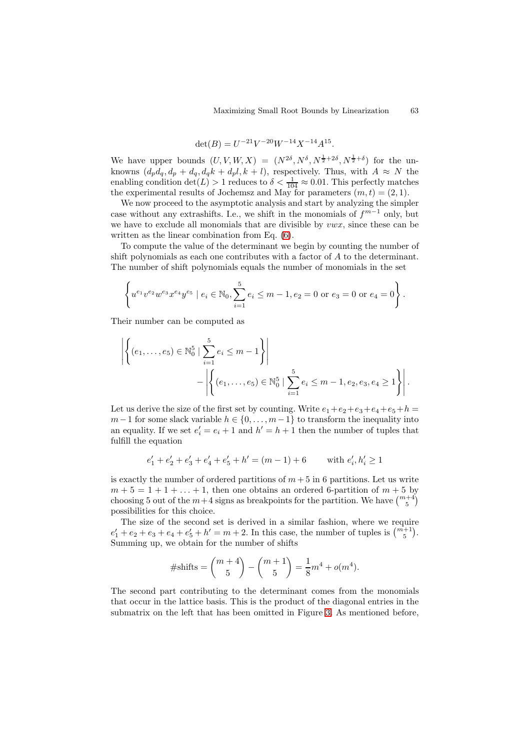$$\det(B) = U^{-21}V^{-20}W^{-14}X^{-14}A^{15}.$$

We have upper bounds $(U, V, W, X) = (N^{2\delta}, N^{\delta}, N^{\frac{1}{2}+2\delta}, N^{\frac{1}{2}+\delta})$ for the unknowns $(d_p d_q, d_p + d_q, d_q k + d_p l, k + l)$, respectively. Thus, with $A \approx N$ the enabling condition $\det(L) > 1$ reduces to $\delta < \frac{1}{104} \approx 0.01$. This perfectly matches the experimental results of Jochemsz and May for parameters $(m, t) = (2, 1)$.

We now proceed to the asymptotic analysis and start by analyzing the simpler case without any extrashifts. I.e., we shift in the monomials of $f^{m-1}$ only, but we have to exclude all monomials that are divisible by $vwx$, since these can be written as the linear combination from Eq. (6).

To compute the value of the determinant we begin by counting the number of shift polynomials as each one contributes with a factor of $A$ to the determinant. The number of shift polynomials equals the number of monomials in the set

$$\left\{ u^{e_1} v^{e_2} w^{e_3} x^{e_4} y^{e_5} \mid e_i \in \mathbb{N}_0, \sum_{i=1}^{5} e_i \leq m-1, e_2 = 0 \text{ or } e_3 = 0 \text{ or } e_4 = 0 \right\}.$$

Their number can be computed as

$$\left| \left\{ (e_1, \ldots, e_5) \in \mathbb{N}_0^5 \mid \sum_{i=1}^{5} e_i \leq m-1 \right\} \right| \\ - \left| \left\{ (e_1, \ldots, e_5) \in \mathbb{N}_0^5 \mid \sum_{i=1}^{5} e_i \leq m-1, e_2, e_3, e_4 \geq 1 \right\} \right|.$$

Let us derive the size of the first set by counting. Write $e_1 + e_2 + e_3 + e_4 + e_5 + h = m-1$ for some slack variable $h \in \{0, \ldots, m-1\}$ to transform the inequality into an equality. If we set $e_i' = e_i + 1$ and $h' = h + 1$ then the number of tuples that fulfill the equation

$$e_1' + e_2' + e_3' + e_4' + e_5' + h' = (m-1) + 6 \qquad \text{with } e_i', h_i' \geq 1$$

is exactly the number of ordered partitions of $m + 5$ in 6 partitions. Let us write $m + 5 = 1 + 1 + \ldots + 1$, then one obtains an ordered 6-partition of $m + 5$ by choosing 5 out of the $m+4$ signs as breakpoints for the partition. We have $\binom{m+4}{5}$ possibilities for this choice.

The size of the second set is derived in a similar fashion, where we require $e_1' + e_2 + e_3 + e_4 + e_5' + h' = m + 2$. In this case, the number of tuples is $\binom{m+1}{5}$. Summing up, we obtain for the number of shifts

$$\#\text{shifts} = \binom{m+4}{5} - \binom{m+1}{5} = \frac{1}{8}m^4 + o(m^4).$$

The second part contributing to the determinant comes from the monomials that occur in the lattice basis. This is the product of the diagonal entries in the submatrix on the left that has been omitted in Figure 3. As mentioned before,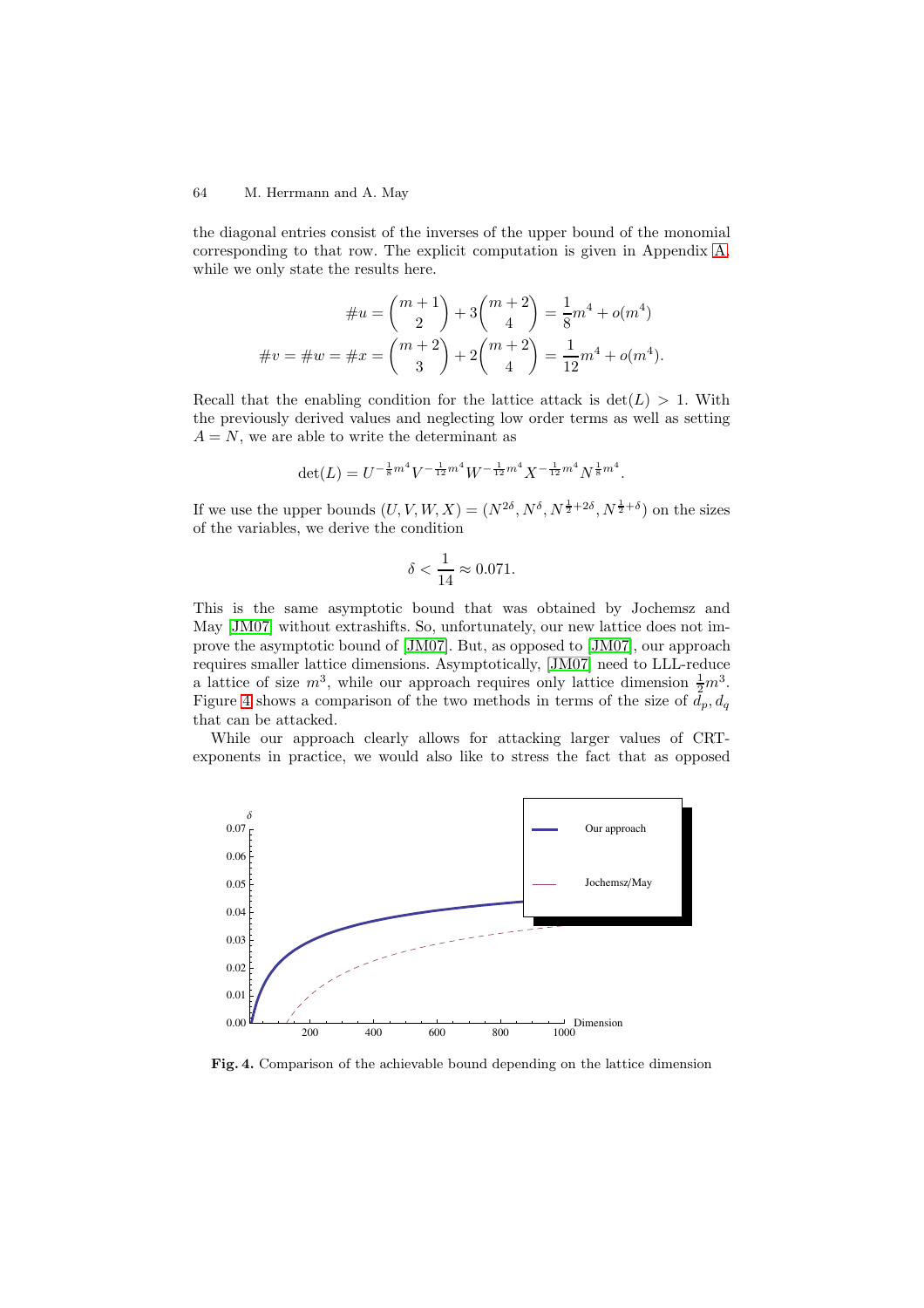the diagonal entries consist of the inverses of the upper bound of the monomial corresponding to that row. The explicit computation is given in Appendix A, while we only state the results here.

$$\#u = \binom{m+1}{2} + 3\binom{m+2}{4} = \frac{1}{8}m^4 + o(m^4)$$
$$\#v = \#w = \#x = \binom{m+2}{3} + 2\binom{m+2}{4} = \frac{1}{12}m^4 + o(m^4).$$

Recall that the enabling condition for the lattice attack is $\det(L) > 1$. With the previously derived values and neglecting low order terms as well as setting $A = N$, we are able to write the determinant as

$$\det(L) = U^{-\frac{1}{8}m^4} V^{-\frac{1}{12}m^4} W^{-\frac{1}{12}m^4} X^{-\frac{1}{12}m^4} N^{\frac{1}{8}m^4}.$$

If we use the upper bounds $(U, V, W, X) = (N^{2\delta}, N^{\delta}, N^{\frac{1}{2}+2\delta}, N^{\frac{1}{2}+\delta})$ on the sizes of the variables, we derive the condition

$$\delta < \frac{1}{14} \approx 0.071.$$

This is the same asymptotic bound that was obtained by Jochemsz and May [JM07] without extrashifts. So, unfortunately, our new lattice does not improve the asymptotic bound of [JM07]. But, as opposed to [JM07], our approach requires smaller lattice dimensions. Asymptotically, [JM07] need to LLL-reduce a lattice of size $m^3$, while our approach requires only lattice dimension $\frac{1}{2}m^3$. Figure 4 shows a comparison of the two methods in terms of the size of $d_p, d_q$ that can be attacked.

While our approach clearly allows for attacking larger values of CRT-exponents in practice, we would also like to stress the fact that as opposed

**Fig. 4.** Comparison of the achievable bound depending on the lattice dimension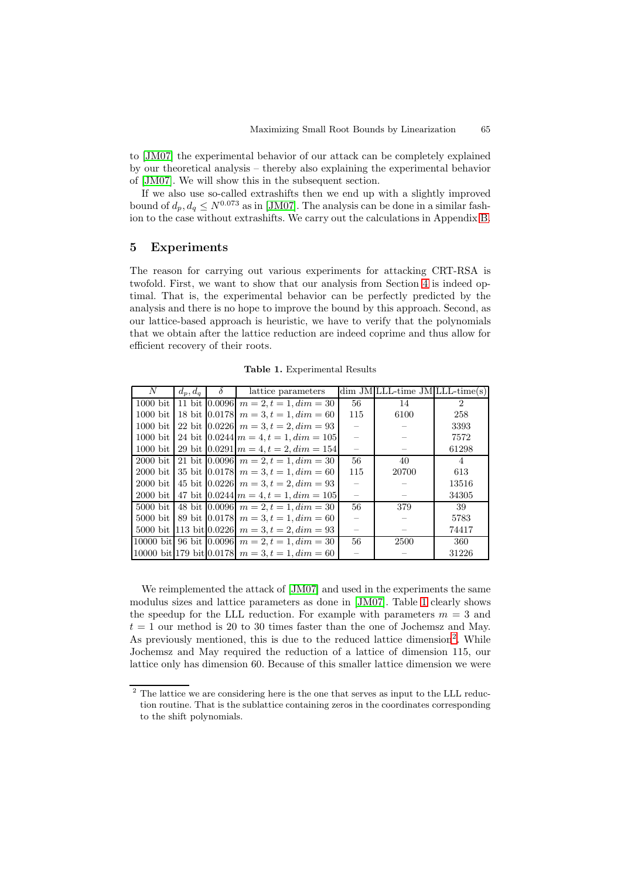to [JM07] the experimental behavior of our attack can be completely explained by our theoretical analysis – thereby also explaining the experimental behavior of [JM07]. We will show this in the subsequent section.

If we also use so-called extrashifts then we end up with a slightly improved bound of $d_p, d_q \leq N^{0.073}$ as in [JM07]. The analysis can be done in a similar fashion to the case without extrashifts. We carry out the calculations in Appendix B.

## 5 Experiments

The reason for carrying out various experiments for attacking CRT-RSA is twofold. First, we want to show that our analysis from Section 4 is indeed optimal. That is, the experimental behavior can be perfectly predicted by the analysis and there is no hope to improve the bound by this approach. Second, as our lattice-based approach is heuristic, we have to verify that the polynomials that we obtain after the lattice reduction are indeed coprime and thus allow for efficient recovery of their roots.

**Table 1.** Experimental Results

| $N$ | $d_p, d_q$ | $\delta$ | lattice parameters | dim JM | LLL-time JM | LLL-time(s) |
|---|---|---|---|---|---|---|
| 1000 bit | 11 bit | 0.0096 | $m = 2, t = 1, dim = 30$ | 56 | 14 | 2 |
| 1000 bit | 18 bit | 0.0178 | $m = 3, t = 1, dim = 60$ | 115 | 6100 | 258 |
| 1000 bit | 22 bit | 0.0226 | $m = 3, t = 2, dim = 93$ | – | – | 3393 |
| 1000 bit | 24 bit | 0.0244 | $m = 4, t = 1, dim = 105$ | – | – | 7572 |
| 1000 bit | 29 bit | 0.0291 | $m = 4, t = 2, dim = 154$ | – | – | 61298 |
| 2000 bit | 21 bit | 0.0096 | $m = 2, t = 1, dim = 30$ | 56 | 40 | 4 |
| 2000 bit | 35 bit | 0.0178 | $m = 3, t = 1, dim = 60$ | 115 | 20700 | 613 |
| 2000 bit | 45 bit | 0.0226 | $m = 3, t = 2, dim = 93$ | – | – | 13516 |
| 2000 bit | 47 bit | 0.0244 | $m = 4, t = 1, dim = 105$ | – | – | 34305 |
| 5000 bit | 48 bit | 0.0096 | $m = 2, t = 1, dim = 30$ | 56 | 379 | 39 |
| 5000 bit | 89 bit | 0.0178 | $m = 3, t = 1, dim = 60$ | – | – | 5783 |
| 5000 bit | 113 bit | 0.0226 | $m = 3, t = 2, dim = 93$ | – | – | 74417 |
| 10000 bit | 96 bit | 0.0096 | $m = 2, t = 1, dim = 30$ | 56 | 2500 | 360 |
| 10000 bit | 179 bit | 0.0178 | $m = 3, t = 1, dim = 60$ | – | – | 31226 |

We reimplemented the attack of [JM07] and used in the experiments the same modulus sizes and lattice parameters as done in [JM07]. Table 1 clearly shows the speedup for the LLL reduction. For example with parameters $m = 3$ and $t = 1$ our method is 20 to 30 times faster than the one of Jochemsz and May. As previously mentioned, this is due to the reduced lattice dimension[2]. While Jochemsz and May required the reduction of a lattice of dimension 115, our lattice only has dimension 60. Because of this smaller lattice dimension we were

[2] The lattice we are considering here is the one that serves as input to the LLL reduction routine. That is the sublattice containing zeros in the coordinates corresponding to the shift polynomials.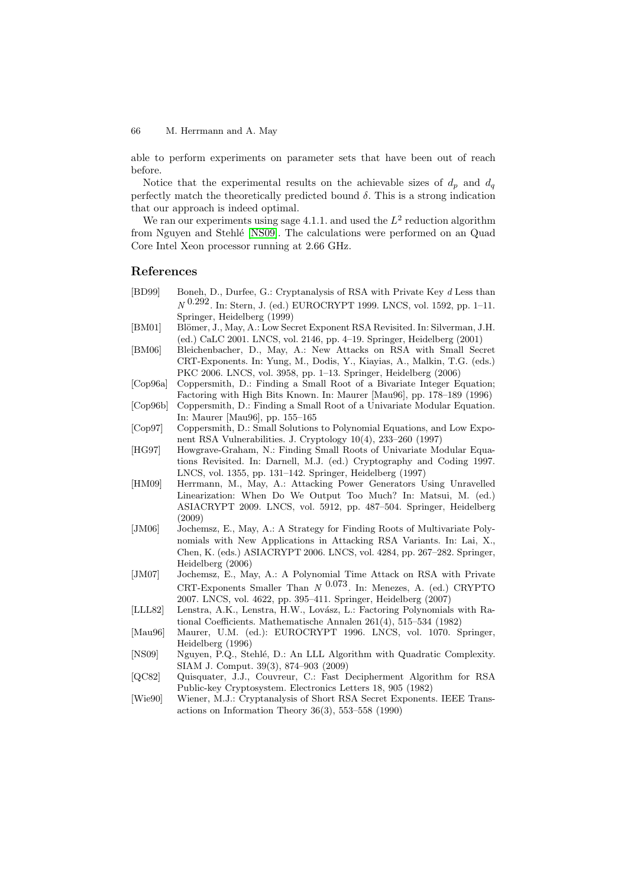able to perform experiments on parameter sets that have been out of reach before.

Notice that the experimental results on the achievable sizes of $d_p$ and $d_q$ perfectly match the theoretically predicted bound $\delta$. This is a strong indication that our approach is indeed optimal.

We ran our experiments using sage 4.1.1. and used the $L^2$ reduction algorithm from Nguyen and Stehlé [NS09]. The calculations were performed on an Quad Core Intel Xeon processor running at 2.66 GHz.

## References

- [BD99] Boneh, D., Durfee, G.: Cryptanalysis of RSA with Private Key $d$ Less than $N^{0.292}$. In: Stern, J. (ed.) EUROCRYPT 1999. LNCS, vol. 1592, pp. 1–11. Springer, Heidelberg (1999)
- [BM01] Blömer, J., May, A.: Low Secret Exponent RSA Revisited. In: Silverman, J.H. (ed.) CaLC 2001. LNCS, vol. 2146, pp. 4–19. Springer, Heidelberg (2001)
- [BM06] Bleichenbacher, D., May, A.: New Attacks on RSA with Small Secret CRT-Exponents. In: Yung, M., Dodis, Y., Kiayias, A., Malkin, T.G. (eds.) PKC 2006. LNCS, vol. 3958, pp. 1–13. Springer, Heidelberg (2006)
- [Cop96a] Coppersmith, D.: Finding a Small Root of a Bivariate Integer Equation; Factoring with High Bits Known. In: Maurer [Mau96], pp. 178–189 (1996)
- [Cop96b] Coppersmith, D.: Finding a Small Root of a Univariate Modular Equation. In: Maurer [Mau96], pp. 155–165
- [Cop97] Coppersmith, D.: Small Solutions to Polynomial Equations, and Low Exponent RSA Vulnerabilities. J. Cryptology 10(4), 233–260 (1997)
- [HG97] Howgrave-Graham, N.: Finding Small Roots of Univariate Modular Equations Revisited. In: Darnell, M.J. (ed.) Cryptography and Coding 1997. LNCS, vol. 1355, pp. 131–142. Springer, Heidelberg (1997)
- [HM09] Herrmann, M., May, A.: Attacking Power Generators Using Unravelled Linearization: When Do We Output Too Much? In: Matsui, M. (ed.) ASIACRYPT 2009. LNCS, vol. 5912, pp. 487–504. Springer, Heidelberg (2009)
- [JM06] Jochemsz, E., May, A.: A Strategy for Finding Roots of Multivariate Polynomials with New Applications in Attacking RSA Variants. In: Lai, X., Chen, K. (eds.) ASIACRYPT 2006. LNCS, vol. 4284, pp. 267–282. Springer, Heidelberg (2006)
- [JM07] Jochemsz, E., May, A.: A Polynomial Time Attack on RSA with Private CRT-Exponents Smaller Than $N^{0.073}$. In: Menezes, A. (ed.) CRYPTO 2007. LNCS, vol. 4622, pp. 395–411. Springer, Heidelberg (2007)
- [LLL82] Lenstra, A.K., Lenstra, H.W., Lovász, L.: Factoring Polynomials with Rational Coefficients. Mathematische Annalen 261(4), 515–534 (1982)
- [Mau96] Maurer, U.M. (ed.): EUROCRYPT 1996. LNCS, vol. 1070. Springer, Heidelberg (1996)
- [NS09] Nguyen, P.Q., Stehlé, D.: An LLL Algorithm with Quadratic Complexity. SIAM J. Comput. 39(3), 874–903 (2009)
- [QC82] Quisquater, J.J., Couvreur, C.: Fast Decipherment Algorithm for RSA Public-key Cryptosystem. Electronics Letters 18, 905 (1982)
- [Wie90] Wiener, M.J.: Cryptanalysis of Short RSA Secret Exponents. IEEE Transactions on Information Theory 36(3), 553–558 (1990)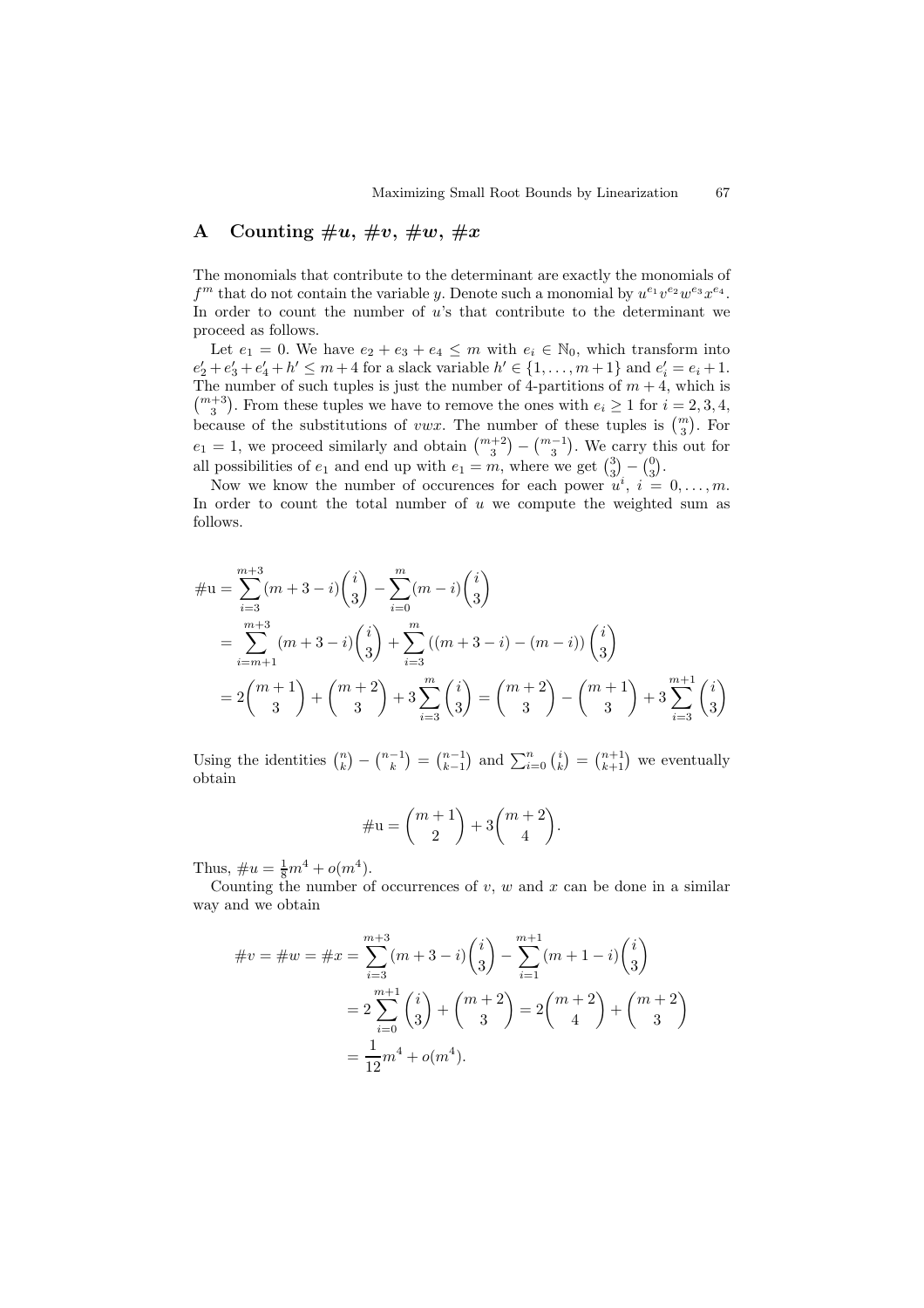## A Counting $\#u$, $\#v$, $\#w$, $\#x$

The monomials that contribute to the determinant are exactly the monomials of $f^m$ that do not contain the variable $y$. Denote such a monomial by $u^{e_1}v^{e_2}w^{e_3}x^{e_4}$. In order to count the number of $u$'s that contribute to the determinant we proceed as follows.

Let $e_1 = 0$. We have $e_2 + e_3 + e_4 \leq m$ with $e_i \in \mathbb{N}_0$, which transform into $e_2' + e_3' + e_4' + h' \leq m + 4$ for a slack variable $h' \in \{1, \ldots, m+1\}$ and $e_i' = e_i + 1$. The number of such tuples is just the number of 4-partitions of $m+4$, which is $\binom{m+3}{3}$. From these tuples we have to remove the ones with $e_i \geq 1$ for $i = 2, 3, 4$, because of the substitutions of $vwx$. The number of these tuples is $\binom{m}{3}$. For $e_1 = 1$, we proceed similarly and obtain $\binom{m+2}{3} - \binom{m-1}{3}$. We carry this out for all possibilities of $e_1$ and end up with $e_1 = m$, where we get $\binom{3}{3} - \binom{0}{3}$.

Now we know the number of occurences for each power $u^i$, $i = 0, \ldots, m$. In order to count the total number of $u$ we compute the weighted sum as follows.

$$
\begin{aligned}
\#\mathrm{u} &= \sum_{i=3}^{m+3} (m+3-i)\binom{i}{3} - \sum_{i=0}^{m} (m-i)\binom{i}{3} \\
&= \sum_{i=m+1}^{m+3} (m+3-i)\binom{i}{3} + \sum_{i=3}^{m} \left((m+3-i) - (m-i)\right)\binom{i}{3} \\
&= 2\binom{m+1}{3} + \binom{m+2}{3} + 3\sum_{i=3}^{m}\binom{i}{3} = \binom{m+2}{3} - \binom{m+1}{3} + 3\sum_{i=3}^{m+1}\binom{i}{3}
\end{aligned}
$$

Using the identities $\binom{n}{k} - \binom{n-1}{k} = \binom{n-1}{k-1}$ and $\sum_{i=0}^{n}\binom{i}{k} = \binom{n+1}{k+1}$ we eventually obtain

$$
\#\mathrm{u} = \binom{m+1}{2} + 3\binom{m+2}{4}.
$$

Thus, $\#u = \frac{1}{8}m^4 + o(m^4)$.

Counting the number of occurrences of $v$, $w$ and $x$ can be done in a similar way and we obtain

$$
\begin{aligned}
\#v = \#w = \#x &= \sum_{i=3}^{m+3} (m+3-i)\binom{i}{3} - \sum_{i=1}^{m+1} (m+1-i)\binom{i}{3} \\
&= 2\sum_{i=0}^{m+1}\binom{i}{3} + \binom{m+2}{3} = 2\binom{m+2}{4} + \binom{m+2}{3} \\
&= \frac{1}{12}m^4 + o(m^4).
\end{aligned}
$$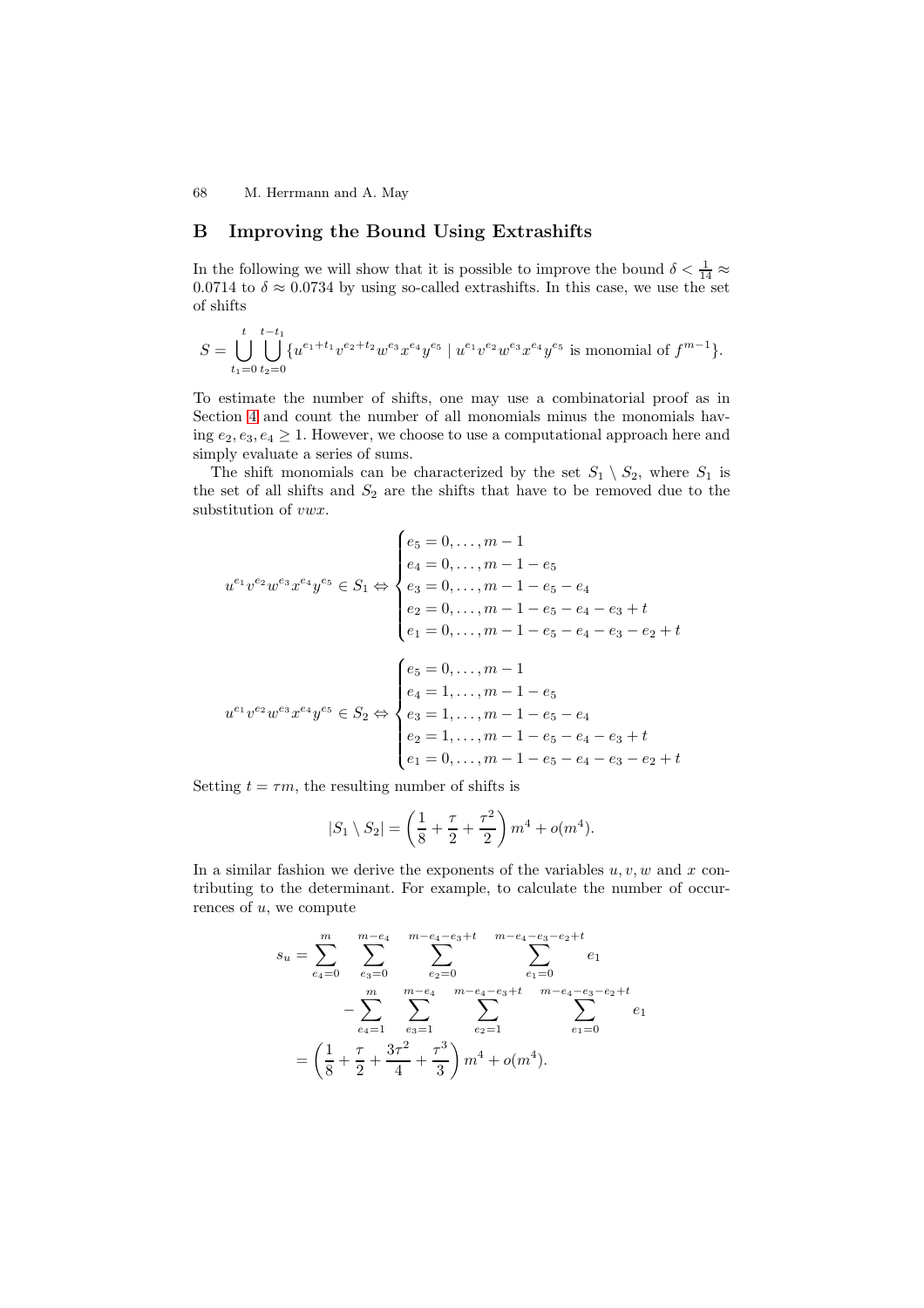## B Improving the Bound Using Extrashifts

In the following we will show that it is possible to improve the bound $\delta < \frac{1}{14} \approx 0.0714$ to $\delta \approx 0.0734$ by using so-called extrashifts. In this case, we use the set of shifts

$$S = \bigcup_{t_1=0}^{t} \bigcup_{t_2=0}^{t-t_1} \{u^{e_1+t_1} v^{e_2+t_2} w^{e_3} x^{e_4} y^{e_5} \mid u^{e_1} v^{e_2} w^{e_3} x^{e_4} y^{e_5} \text{ is monomial of } f^{m-1}\}.$$

To estimate the number of shifts, one may use a combinatorial proof as in Section 4 and count the number of all monomials minus the monomials having $e_2, e_3, e_4 \geq 1$. However, we choose to use a computational approach here and simply evaluate a series of sums.

The shift monomials can be characterized by the set $S_1 \setminus S_2$, where $S_1$ is the set of all shifts and $S_2$ are the shifts that have to be removed due to the substitution of $vwx$.

$$u^{e_1} v^{e_2} w^{e_3} x^{e_4} y^{e_5} \in S_1 \Leftrightarrow \begin{cases} e_5 = 0, \ldots, m-1 \\ e_4 = 0, \ldots, m-1-e_5 \\ e_3 = 0, \ldots, m-1-e_5-e_4 \\ e_2 = 0, \ldots, m-1-e_5-e_4-e_3+t \\ e_1 = 0, \ldots, m-1-e_5-e_4-e_3-e_2+t \end{cases}$$

$$u^{e_1} v^{e_2} w^{e_3} x^{e_4} y^{e_5} \in S_2 \Leftrightarrow \begin{cases} e_5 = 0, \ldots, m-1 \\ e_4 = 1, \ldots, m-1-e_5 \\ e_3 = 1, \ldots, m-1-e_5-e_4 \\ e_2 = 1, \ldots, m-1-e_5-e_4-e_3+t \\ e_1 = 0, \ldots, m-1-e_5-e_4-e_3-e_2+t \end{cases}$$

Setting $t = \tau m$, the resulting number of shifts is

$$|S_1 \setminus S_2| = \left(\frac{1}{8} + \frac{\tau}{2} + \frac{\tau^2}{2}\right) m^4 + o(m^4).$$

In a similar fashion we derive the exponents of the variables $u, v, w$ and $x$ contributing to the determinant. For example, to calculate the number of occurrences of $u$, we compute

$$\begin{aligned} s_u = &\sum_{e_4=0}^{m} \sum_{e_3=0}^{m-e_4} \sum_{e_2=0}^{m-e_4-e_3+t} \sum_{e_1=0}^{m-e_4-e_3-e_2+t} e_1 \\ &- \sum_{e_4=1}^{m} \sum_{e_3=1}^{m-e_4} \sum_{e_2=1}^{m-e_4-e_3+t} \sum_{e_1=0}^{m-e_4-e_3-e_2+t} e_1 \\ = &\left(\frac{1}{8} + \frac{\tau}{2} + \frac{3\tau^2}{4} + \frac{\tau^3}{3}\right) m^4 + o(m^4). \end{aligned}$$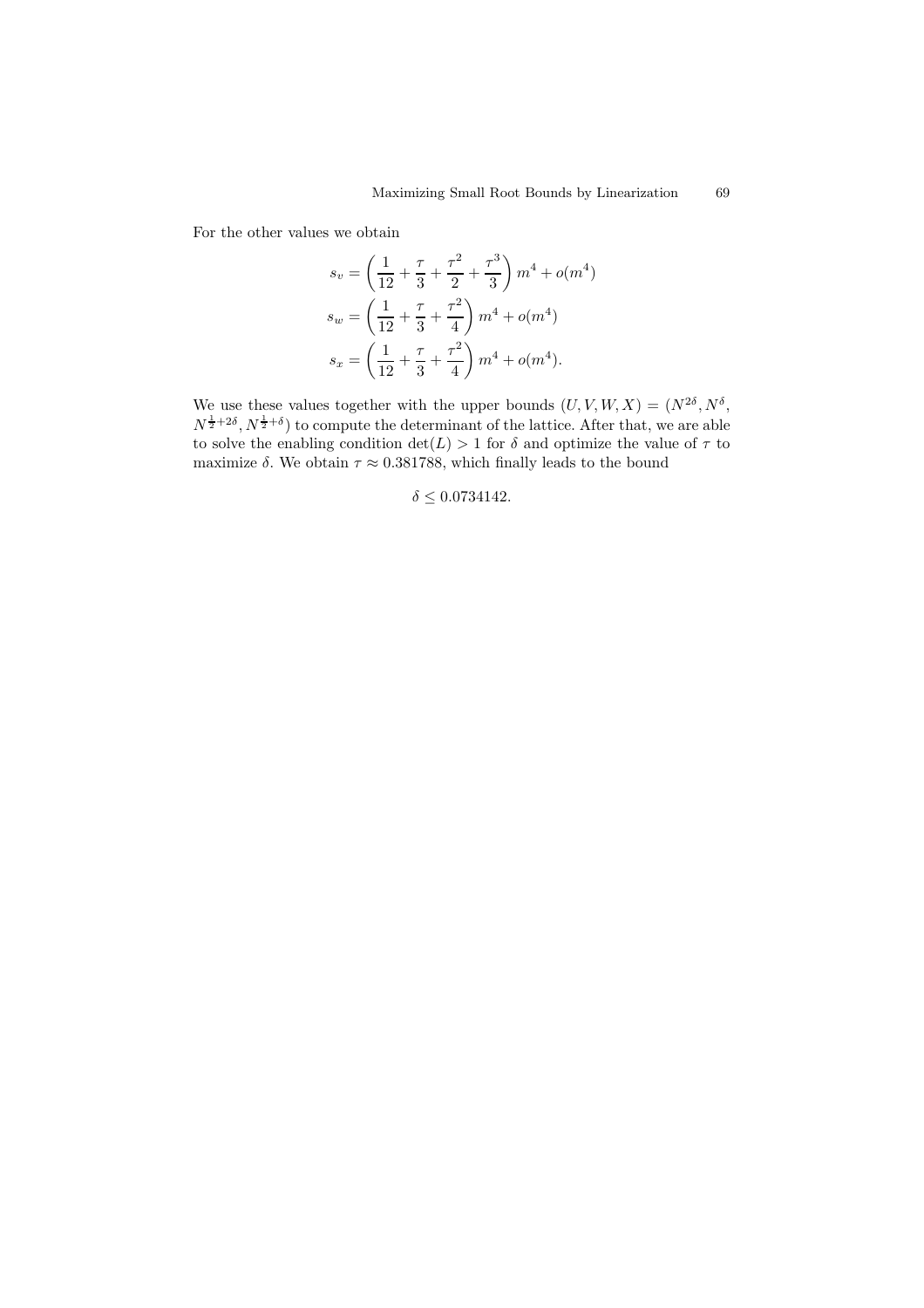For the other values we obtain

$$
\begin{aligned}
s_v &= \left(\frac{1}{12} + \frac{\tau}{3} + \frac{\tau^2}{2} + \frac{\tau^3}{3}\right) m^4 + o(m^4) \\
s_w &= \left(\frac{1}{12} + \frac{\tau}{3} + \frac{\tau^2}{4}\right) m^4 + o(m^4) \\
s_x &= \left(\frac{1}{12} + \frac{\tau}{3} + \frac{\tau^2}{4}\right) m^4 + o(m^4).
\end{aligned}
$$

We use these values together with the upper bounds $(U, V, W, X) = (N^{2\delta}, N^{\delta}, N^{\frac{1}{2}+2\delta}, N^{\frac{1}{2}+\delta})$ to compute the determinant of the lattice. After that, we are able to solve the enabling condition $\det(L) > 1$ for $\delta$ and optimize the value of $\tau$ to maximize $\delta$. We obtain $\tau \approx 0.381788$, which finally leads to the bound

$$
\delta \leq 0.0734142.
$$